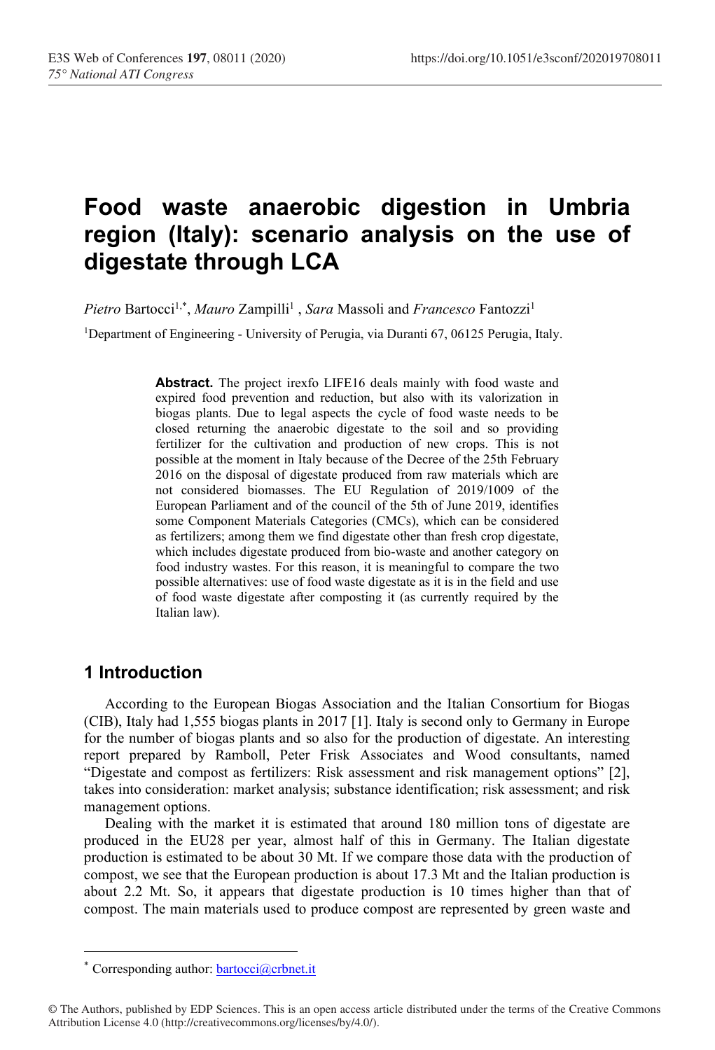# Food waste anaerobic digestion in Umbria region (Italy): scenario analysis on the use of digestate through LCA

*Pietro* Bartocci[1,*], *Mauro* Zampilli[1] , *Sara* Massoli and *Francesco* Fantozzi[1]

[1]Department of Engineering - University of Perugia, via Duranti 67, 06125 Perugia, Italy.

> **Abstract.** The project irexfo LIFE16 deals mainly with food waste and expired food prevention and reduction, but also with its valorization in biogas plants. Due to legal aspects the cycle of food waste needs to be closed returning the anaerobic digestate to the soil and so providing fertilizer for the cultivation and production of new crops. This is not possible at the moment in Italy because of the Decree of the 25th February 2016 on the disposal of digestate produced from raw materials which are not considered biomasses. The EU Regulation of 2019/1009 of the European Parliament and of the council of the 5th of June 2019, identifies some Component Materials Categories (CMCs), which can be considered as fertilizers; among them we find digestate other than fresh crop digestate, which includes digestate produced from bio-waste and another category on food industry wastes. For this reason, it is meaningful to compare the two possible alternatives: use of food waste digestate as it is in the field and use of food waste digestate after composting it (as currently required by the Italian law).

## 1 Introduction

According to the European Biogas Association and the Italian Consortium for Biogas (CIB), Italy had 1,555 biogas plants in 2017 [1]. Italy is second only to Germany in Europe for the number of biogas plants and so also for the production of digestate. An interesting report prepared by Ramboll, Peter Frisk Associates and Wood consultants, named "Digestate and compost as fertilizers: Risk assessment and risk management options" [2], takes into consideration: market analysis; substance identification; risk assessment; and risk management options.

Dealing with the market it is estimated that around 180 million tons of digestate are produced in the EU28 per year, almost half of this in Germany. The Italian digestate production is estimated to be about 30 Mt. If we compare those data with the production of compost, we see that the European production is about 17.3 Mt and the Italian production is about 2.2 Mt. So, it appears that digestate production is 10 times higher than that of compost. The main materials used to produce compost are represented by green waste and

---

* Corresponding author: bartocci@crbnet.it

© The Authors, published by EDP Sciences. This is an open access article distributed under the terms of the Creative Commons Attribution License 4.0 (http://creativecommons.org/licenses/by/4.0/).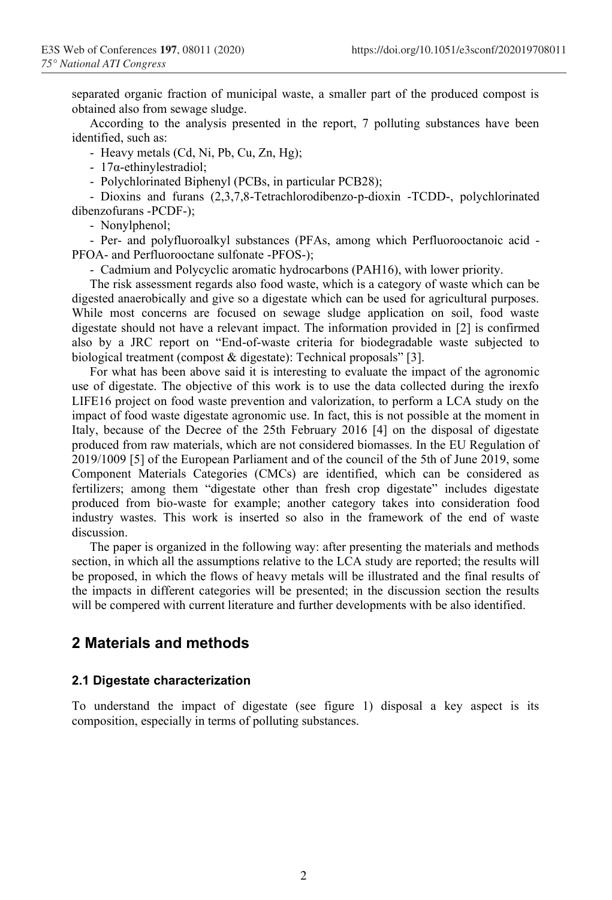separated organic fraction of municipal waste, a smaller part of the produced compost is obtained also from sewage sludge.

According to the analysis presented in the report, 7 polluting substances have been identified, such as:

- Heavy metals (Cd, Ni, Pb, Cu, Zn, Hg);
- 17α-ethinylestradiol;
- Polychlorinated Biphenyl (PCBs, in particular PCB28);
- Dioxins and furans (2,3,7,8-Tetrachlorodibenzo-p-dioxin -TCDD-, polychlorinated dibenzofurans -PCDF-);
- Nonylphenol;
- Per- and polyfluoroalkyl substances (PFAs, among which Perfluorooctanoic acid -PFOA- and Perfluorooctane sulfonate -PFOS-);
- Cadmium and Polycyclic aromatic hydrocarbons (PAH16), with lower priority.

The risk assessment regards also food waste, which is a category of waste which can be digested anaerobically and give so a digestate which can be used for agricultural purposes. While most concerns are focused on sewage sludge application on soil, food waste digestate should not have a relevant impact. The information provided in [2] is confirmed also by a JRC report on "End-of-waste criteria for biodegradable waste subjected to biological treatment (compost & digestate): Technical proposals" [3].

For what has been above said it is interesting to evaluate the impact of the agronomic use of digestate. The objective of this work is to use the data collected during the irexfo LIFE16 project on food waste prevention and valorization, to perform a LCA study on the impact of food waste digestate agronomic use. In fact, this is not possible at the moment in Italy, because of the Decree of the 25th February 2016 [4] on the disposal of digestate produced from raw materials, which are not considered biomasses. In the EU Regulation of 2019/1009 [5] of the European Parliament and of the council of the 5th of June 2019, some Component Materials Categories (CMCs) are identified, which can be considered as fertilizers; among them "digestate other than fresh crop digestate" includes digestate produced from bio-waste for example; another category takes into consideration food industry wastes. This work is inserted so also in the framework of the end of waste discussion.

The paper is organized in the following way: after presenting the materials and methods section, in which all the assumptions relative to the LCA study are reported; the results will be proposed, in which the flows of heavy metals will be illustrated and the final results of the impacts in different categories will be presented; in the discussion section the results will be compered with current literature and further developments with be also identified.

## 2 Materials and methods

### 2.1 Digestate characterization

To understand the impact of digestate (see figure 1) disposal a key aspect is its composition, especially in terms of polluting substances.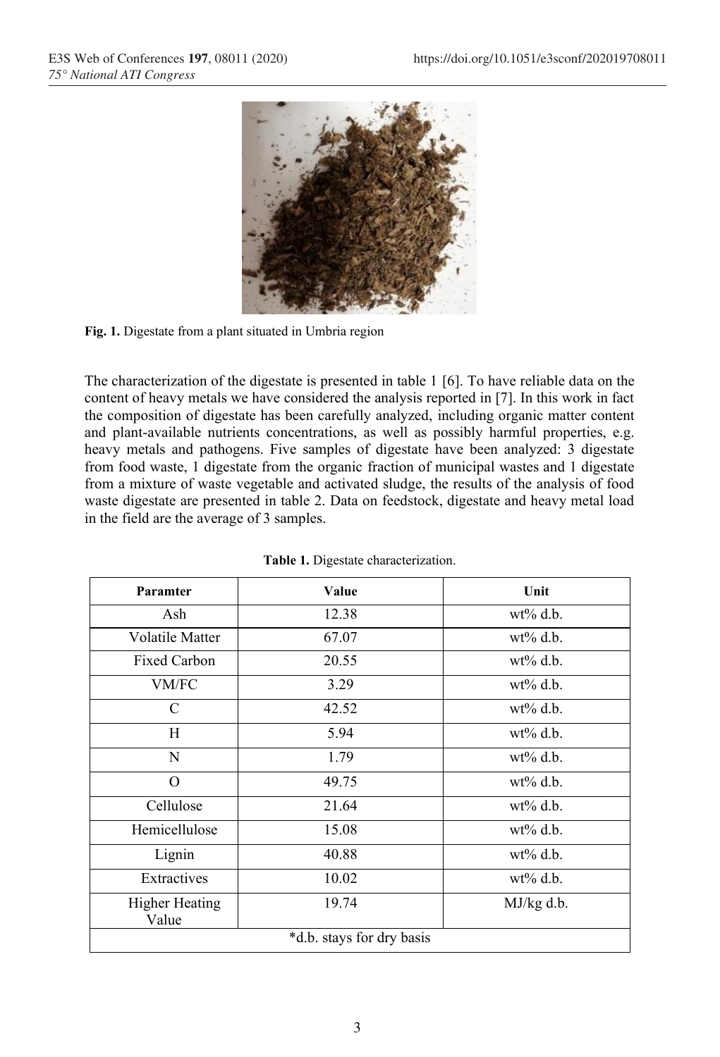Fig. 1. Digestate from a plant situated in Umbria region

The characterization of the digestate is presented in table 1 [6]. To have reliable data on the content of heavy metals we have considered the analysis reported in [7]. In this work in fact the composition of digestate has been carefully analyzed, including organic matter content and plant-available nutrients concentrations, as well as possibly harmful properties, e.g. heavy metals and pathogens. Five samples of digestate have been analyzed: 3 digestate from food waste, 1 digestate from the organic fraction of municipal wastes and 1 digestate from a mixture of waste vegetable and activated sludge, the results of the analysis of food waste digestate are presented in table 2. Data on feedstock, digestate and heavy metal load in the field are the average of 3 samples.

**Table 1.** Digestate characterization.

| Paramter | Value | Unit |
| --- | --- | --- |
| Ash | 12.38 | wt% d.b. |
| Volatile Matter | 67.07 | wt% d.b. |
| Fixed Carbon | 20.55 | wt% d.b. |
| VM/FC | 3.29 | wt% d.b. |
| C | 42.52 | wt% d.b. |
| H | 5.94 | wt% d.b. |
| N | 1.79 | wt% d.b. |
| O | 49.75 | wt% d.b. |
| Cellulose | 21.64 | wt% d.b. |
| Hemicellulose | 15.08 | wt% d.b. |
| Lignin | 40.88 | wt% d.b. |
| Extractives | 10.02 | wt% d.b. |
| Higher Heating Value | 19.74 | MJ/kg d.b. |
| *d.b. stays for dry basis | | |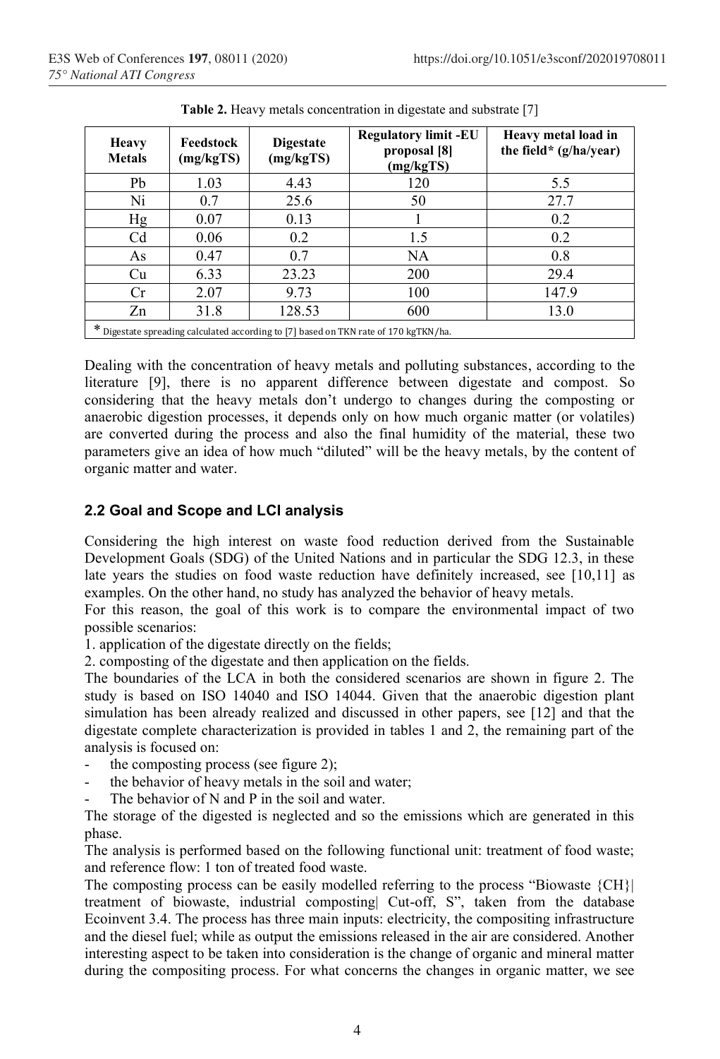**Table 2.** Heavy metals concentration in digestate and substrate [7]

| Heavy Metals | Feedstock (mg/kgTS) | Digestate (mg/kgTS) | Regulatory limit -EU proposal [8] (mg/kgTS) | Heavy metal load in the field* (g/ha/year) |
|---|---|---|---|---|
| Pb | 1.03 | 4.43 | 120 | 5.5 |
| Ni | 0.7 | 25.6 | 50 | 27.7 |
| Hg | 0.07 | 0.13 | 1 | 0.2 |
| Cd | 0.06 | 0.2 | 1.5 | 0.2 |
| As | 0.47 | 0.7 | NA | 0.8 |
| Cu | 6.33 | 23.23 | 200 | 29.4 |
| Cr | 2.07 | 9.73 | 100 | 147.9 |
| Zn | 31.8 | 128.53 | 600 | 13.0 |

\* Digestate spreading calculated according to [7] based on TKN rate of 170 kgTKN/ha.

Dealing with the concentration of heavy metals and polluting substances, according to the literature [9], there is no apparent difference between digestate and compost. So considering that the heavy metals don't undergo to changes during the composting or anaerobic digestion processes, it depends only on how much organic matter (or volatiles) are converted during the process and also the final humidity of the material, these two parameters give an idea of how much "diluted" will be the heavy metals, by the content of organic matter and water.

### 2.2 Goal and Scope and LCI analysis

Considering the high interest on waste food reduction derived from the Sustainable Development Goals (SDG) of the United Nations and in particular the SDG 12.3, in these late years the studies on food waste reduction have definitely increased, see [10,11] as examples. On the other hand, no study has analyzed the behavior of heavy metals.

For this reason, the goal of this work is to compare the environmental impact of two possible scenarios:

1. application of the digestate directly on the fields;
2. composting of the digestate and then application on the fields.

The boundaries of the LCA in both the considered scenarios are shown in figure 2. The study is based on ISO 14040 and ISO 14044. Given that the anaerobic digestion plant simulation has been already realized and discussed in other papers, see [12] and that the digestate complete characterization is provided in tables 1 and 2, the remaining part of the analysis is focused on:

- the composting process (see figure 2);
- the behavior of heavy metals in the soil and water;
- The behavior of N and P in the soil and water.

The storage of the digested is neglected and so the emissions which are generated in this phase.

The analysis is performed based on the following functional unit: treatment of food waste; and reference flow: 1 ton of treated food waste.

The composting process can be easily modelled referring to the process "Biowaste {CH}| treatment of biowaste, industrial composting| Cut-off, S", taken from the database Ecoinvent 3.4. The process has three main inputs: electricity, the compositing infrastructure and the diesel fuel; while as output the emissions released in the air are considered. Another interesting aspect to be taken into consideration is the change of organic and mineral matter during the compositing process. For what concerns the changes in organic matter, we see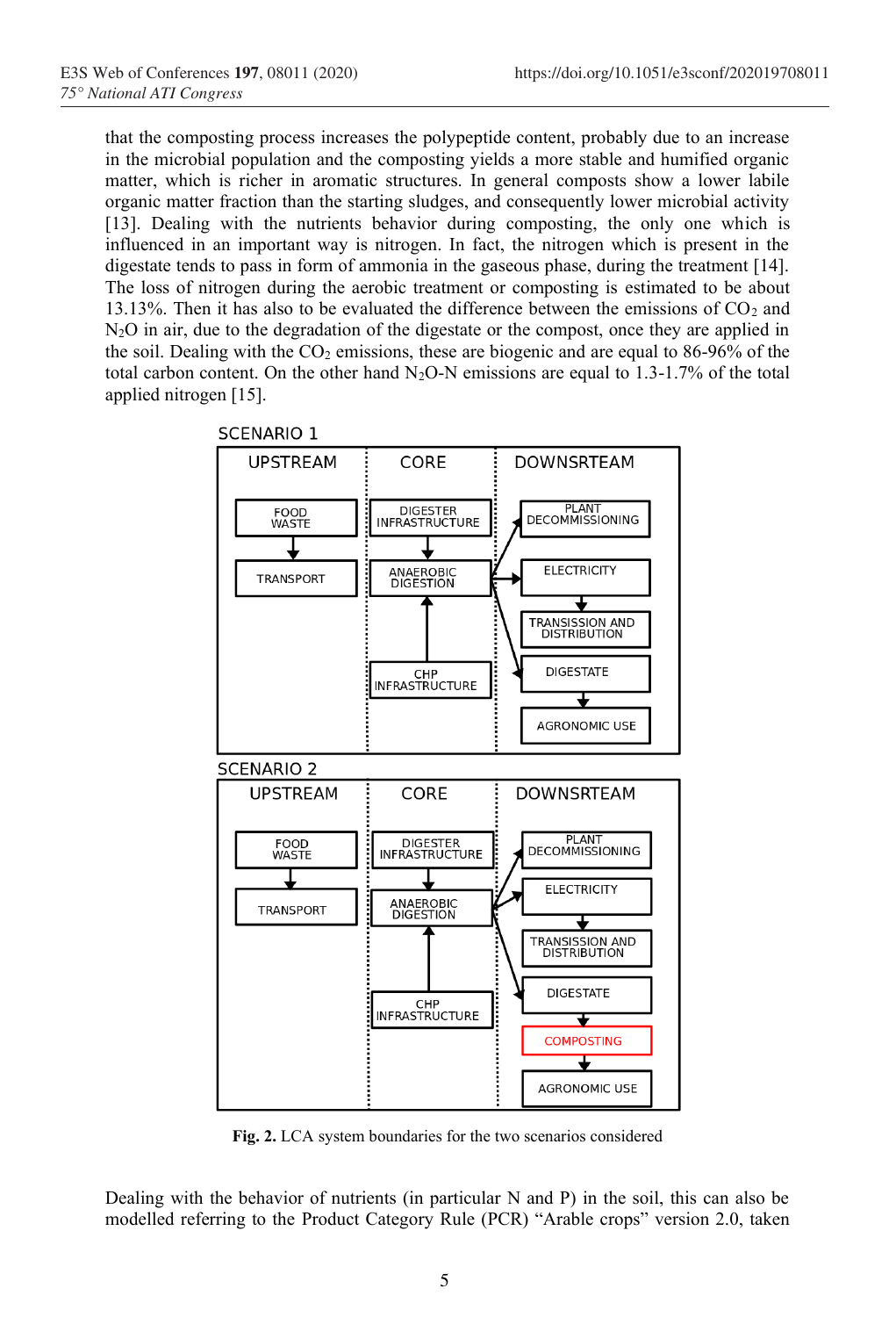that the composting process increases the polypeptide content, probably due to an increase in the microbial population and the composting yields a more stable and humified organic matter, which is richer in aromatic structures. In general composts show a lower labile organic matter fraction than the starting sludges, and consequently lower microbial activity [13]. Dealing with the nutrients behavior during composting, the only one which is influenced in an important way is nitrogen. In fact, the nitrogen which is present in the digestate tends to pass in form of ammonia in the gaseous phase, during the treatment [14]. The loss of nitrogen during the aerobic treatment or composting is estimated to be about 13.13%. Then it has also to be evaluated the difference between the emissions of $CO_2$ and $N_2O$ in air, due to the degradation of the digestate or the compost, once they are applied in the soil. Dealing with the $CO_2$ emissions, these are biogenic and are equal to 86-96% of the total carbon content. On the other hand $N_2O$-N emissions are equal to 1.3-1.7% of the total applied nitrogen [15].

SCENARIO 1

| UPSTREAM | CORE | DOWNSRTEAM |
| --- | --- | --- |
| FOOD WASTE → TRANSPORT | DIGESTER INFRASTRUCTURE → ANAEROBIC DIGESTION ← CHP INFRASTRUCTURE | PLANT DECOMMISSIONING; ELECTRICITY → TRANSISSION AND DISTRIBUTION; DIGESTATE → AGRONOMIC USE |

SCENARIO 2

| UPSTREAM | CORE | DOWNSRTEAM |
| --- | --- | --- |
| FOOD WASTE → TRANSPORT | DIGESTER INFRASTRUCTURE → ANAEROBIC DIGESTION ← CHP INFRASTRUCTURE | PLANT DECOMMISSIONING; ELECTRICITY → TRANSISSION AND DISTRIBUTION; DIGESTATE → COMPOSTING → AGRONOMIC USE |

**Fig. 2.** LCA system boundaries for the two scenarios considered

Dealing with the behavior of nutrients (in particular N and P) in the soil, this can also be modelled referring to the Product Category Rule (PCR) "Arable crops" version 2.0, taken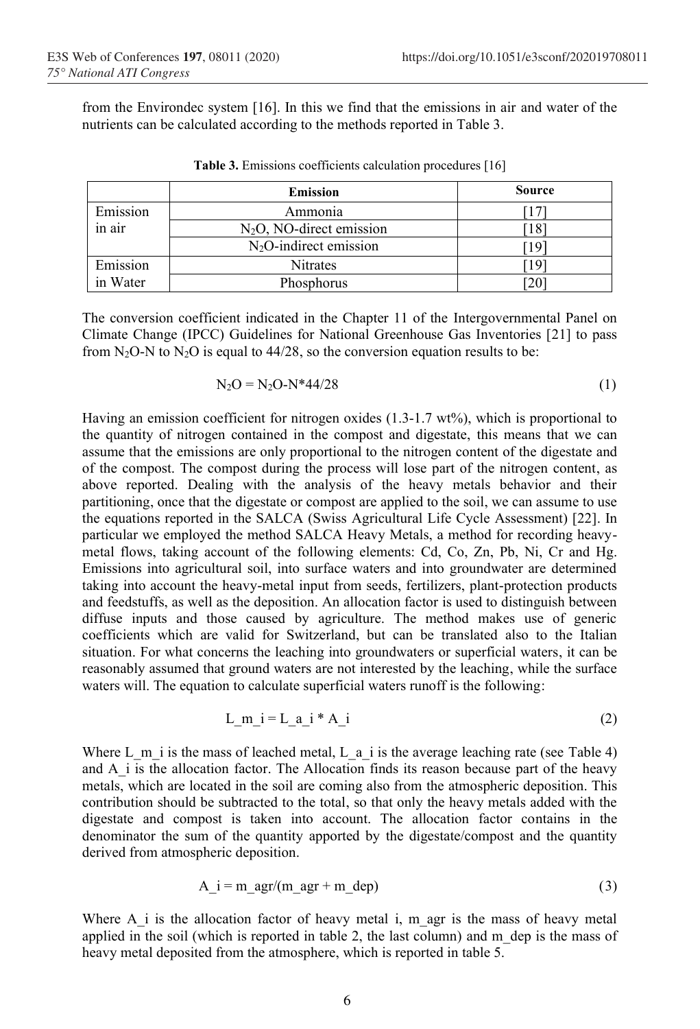from the Environdec system [16]. In this we find that the emissions in air and water of the nutrients can be calculated according to the methods reported in Table 3.

**Table 3.** Emissions coefficients calculation procedures [16]

| | Emission | Source |
|---|---|---|
| Emission in air | Ammonia | [17] |
| | $N_2O$, NO-direct emission | [18] |
| | $N_2O$-indirect emission | [19] |
| Emission in Water | Nitrates | [19] |
| | Phosphorus | [20] |

The conversion coefficient indicated in the Chapter 11 of the Intergovernmental Panel on Climate Change (IPCC) Guidelines for National Greenhouse Gas Inventories [21] to pass from $N_2O$-N to $N_2O$ is equal to 44/28, so the conversion equation results to be:

$$N_2O = N_2O\text{-}N*44/28 \tag{1}$$

Having an emission coefficient for nitrogen oxides (1.3-1.7 wt%), which is proportional to the quantity of nitrogen contained in the compost and digestate, this means that we can assume that the emissions are only proportional to the nitrogen content of the digestate and of the compost. The compost during the process will lose part of the nitrogen content, as above reported. Dealing with the analysis of the heavy metals behavior and their partitioning, once that the digestate or compost are applied to the soil, we can assume to use the equations reported in the SALCA (Swiss Agricultural Life Cycle Assessment) [22]. In particular we employed the method SALCA Heavy Metals, a method for recording heavy-metal flows, taking account of the following elements: Cd, Co, Zn, Pb, Ni, Cr and Hg. Emissions into agricultural soil, into surface waters and into groundwater are determined taking into account the heavy-metal input from seeds, fertilizers, plant-protection products and feedstuffs, as well as the deposition. An allocation factor is used to distinguish between diffuse inputs and those caused by agriculture. The method makes use of generic coefficients which are valid for Switzerland, but can be translated also to the Italian situation. For what concerns the leaching into groundwaters or superficial waters, it can be reasonably assumed that ground waters are not interested by the leaching, while the surface waters will. The equation to calculate superficial waters runoff is the following:

$$L\_m\_i = L\_a\_i * A\_i \tag{2}$$

Where L_m_i is the mass of leached metal, L_a_i is the average leaching rate (see Table 4) and A_i is the allocation factor. The Allocation finds its reason because part of the heavy metals, which are located in the soil are coming also from the atmospheric deposition. This contribution should be subtracted to the total, so that only the heavy metals added with the digestate and compost is taken into account. The allocation factor contains in the denominator the sum of the quantity apported by the digestate/compost and the quantity derived from atmospheric deposition.

$$A\_i = m\_agr/(m\_agr + m\_dep) \tag{3}$$

Where A_i is the allocation factor of heavy metal i, m_agr is the mass of heavy metal applied in the soil (which is reported in table 2, the last column) and m_dep is the mass of heavy metal deposited from the atmosphere, which is reported in table 5.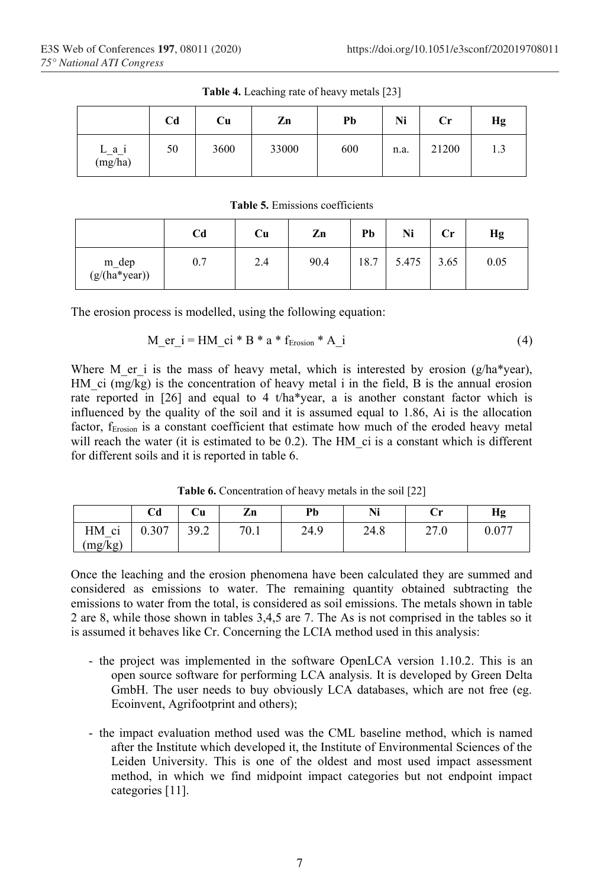**Table 4.** Leaching rate of heavy metals [23]

| | Cd | Cu | Zn | Pb | Ni | Cr | Hg |
|---|---|---|---|---|---|---|---|
| L_a_i (mg/ha) | 50 | 3600 | 33000 | 600 | n.a. | 21200 | 1.3 |

**Table 5.** Emissions coefficients

| | Cd | Cu | Zn | Pb | Ni | Cr | Hg |
|---|---|---|---|---|---|---|---|
| m_dep (g/(ha*year)) | 0.7 | 2.4 | 90.4 | 18.7 | 5.475 | 3.65 | 0.05 |

The erosion process is modelled, using the following equation:

$$M\_er\_i = HM\_ci * B * a * f_{Erosion} * A\_i \quad (4)$$

Where M_er_i is the mass of heavy metal, which is interested by erosion (g/ha*year), HM_ci (mg/kg) is the concentration of heavy metal i in the field, B is the annual erosion rate reported in [26] and equal to 4 t/ha*year, a is another constant factor which is influenced by the quality of the soil and it is assumed equal to 1.86, Ai is the allocation factor, $f_{Erosion}$ is a constant coefficient that estimate how much of the eroded heavy metal will reach the water (it is estimated to be 0.2). The HM_ci is a constant which is different for different soils and it is reported in table 6.

**Table 6.** Concentration of heavy metals in the soil [22]

| | Cd | Cu | Zn | Pb | Ni | Cr | Hg |
|---|---|---|---|---|---|---|---|
| HM_ci (mg/kg) | 0.307 | 39.2 | 70.1 | 24.9 | 24.8 | 27.0 | 0.077 |

Once the leaching and the erosion phenomena have been calculated they are summed and considered as emissions to water. The remaining quantity obtained subtracting the emissions to water from the total, is considered as soil emissions. The metals shown in table 2 are 8, while those shown in tables 3,4,5 are 7. The As is not comprised in the tables so it is assumed it behaves like Cr. Concerning the LCIA method used in this analysis:

- the project was implemented in the software OpenLCA version 1.10.2. This is an open source software for performing LCA analysis. It is developed by Green Delta GmbH. The user needs to buy obviously LCA databases, which are not free (eg. Ecoinvent, Agrifootprint and others);
- the impact evaluation method used was the CML baseline method, which is named after the Institute which developed it, the Institute of Environmental Sciences of the Leiden University. This is one of the oldest and most used impact assessment method, in which we find midpoint impact categories but not endpoint impact categories [11].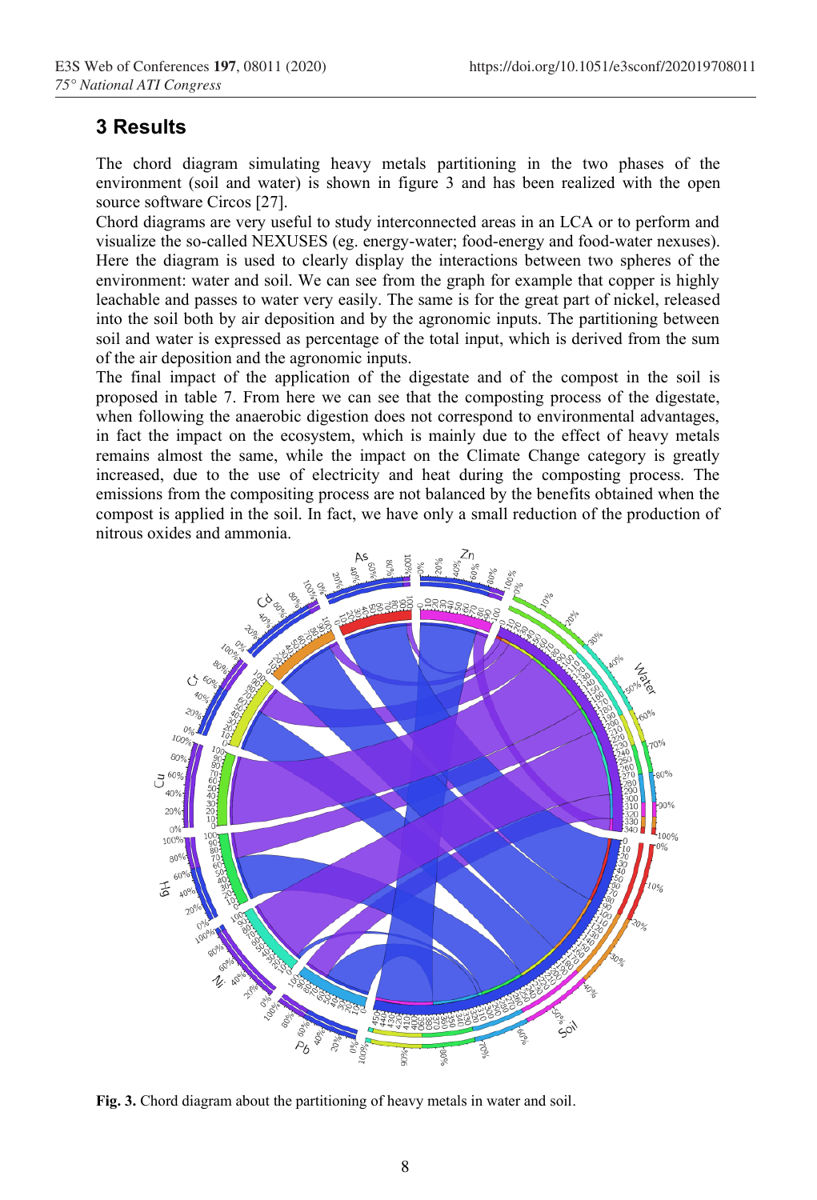## 3 Results

The chord diagram simulating heavy metals partitioning in the two phases of the environment (soil and water) is shown in figure 3 and has been realized with the open source software Circos [27].

Chord diagrams are very useful to study interconnected areas in an LCA or to perform and visualize the so-called NEXUSES (eg. energy-water; food-energy and food-water nexuses). Here the diagram is used to clearly display the interactions between two spheres of the environment: water and soil. We can see from the graph for example that copper is highly leachable and passes to water very easily. The same is for the great part of nickel, released into the soil both by air deposition and by the agronomic inputs. The partitioning between soil and water is expressed as percentage of the total input, which is derived from the sum of the air deposition and the agronomic inputs.

The final impact of the application of the digestate and of the compost in the soil is proposed in table 7. From here we can see that the composting process of the digestate, when following the anaerobic digestion does not correspond to environmental advantages, in fact the impact on the ecosystem, which is mainly due to the effect of heavy metals remains almost the same, while the impact on the Climate Change category is greatly increased, due to the use of electricity and heat during the composting process. The emissions from the compositing process are not balanced by the benefits obtained when the compost is applied in the soil. In fact, we have only a small reduction of the production of nitrous oxides and ammonia.

**Fig. 3.** Chord diagram about the partitioning of heavy metals in water and soil.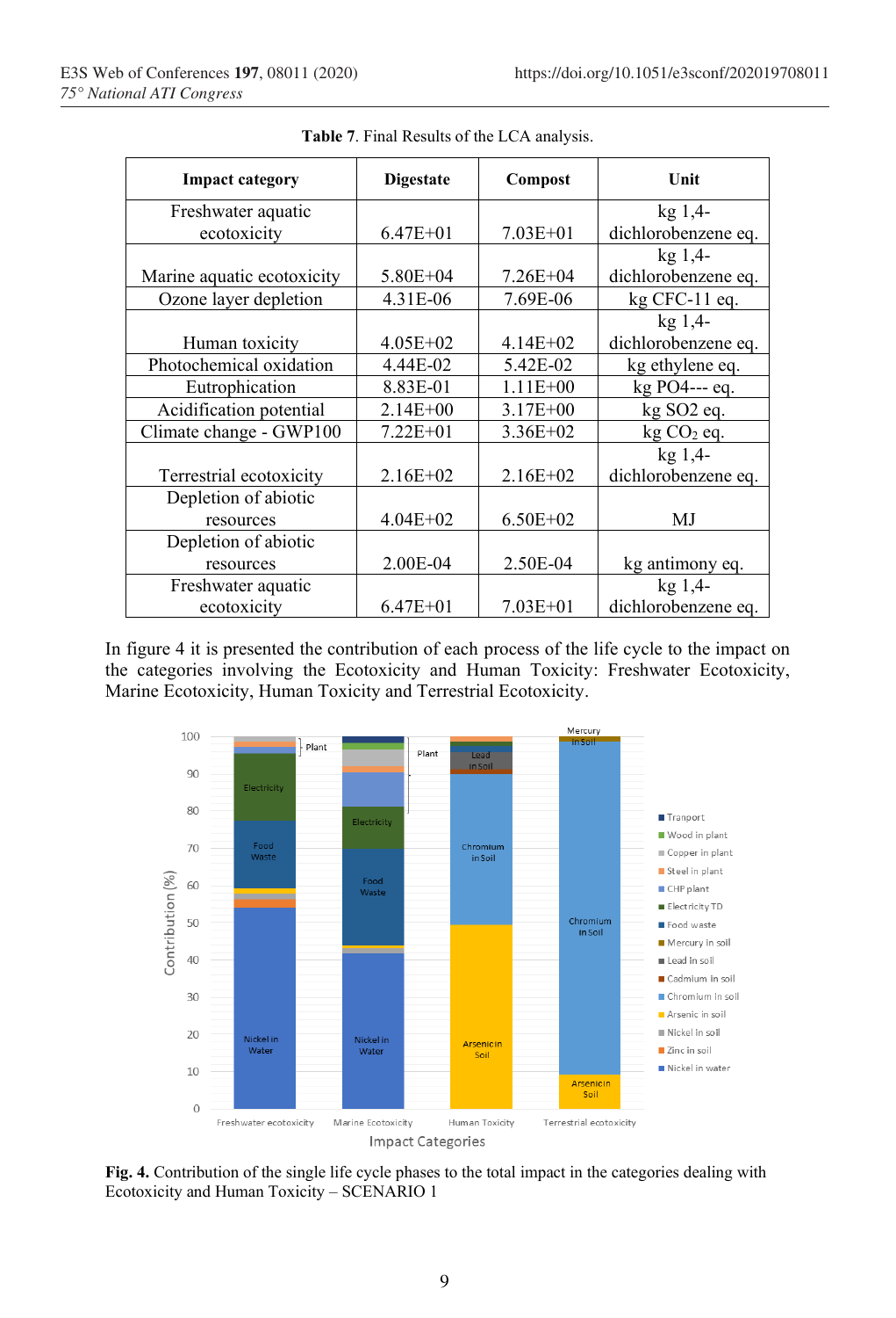**Table 7**. Final Results of the LCA analysis.

| Impact category | Digestate | Compost | Unit |
|---|---|---|---|
| Freshwater aquatic ecotoxicity | 6.47E+01 | 7.03E+01 | kg 1,4-dichlorobenzene eq. |
| Marine aquatic ecotoxicity | 5.80E+04 | 7.26E+04 | kg 1,4-dichlorobenzene eq. |
| Ozone layer depletion | 4.31E-06 | 7.69E-06 | kg CFC-11 eq. |
| Human toxicity | 4.05E+02 | 4.14E+02 | kg 1,4-dichlorobenzene eq. |
| Photochemical oxidation | 4.44E-02 | 5.42E-02 | kg ethylene eq. |
| Eutrophication | 8.83E-01 | 1.11E+00 | kg PO4--- eq. |
| Acidification potential | 2.14E+00 | 3.17E+00 | kg SO2 eq. |
| Climate change - GWP100 | 7.22E+01 | 3.36E+02 | kg $CO_2$ eq. |
| Terrestrial ecotoxicity | 2.16E+02 | 2.16E+02 | kg 1,4-dichlorobenzene eq. |
| Depletion of abiotic resources | 4.04E+02 | 6.50E+02 | MJ |
| Depletion of abiotic resources | 2.00E-04 | 2.50E-04 | kg antimony eq. |
| Freshwater aquatic ecotoxicity | 6.47E+01 | 7.03E+01 | kg 1,4-dichlorobenzene eq. |

In figure 4 it is presented the contribution of each process of the life cycle to the impact on the categories involving the Ecotoxicity and Human Toxicity: Freshwater Ecotoxicity, Marine Ecotoxicity, Human Toxicity and Terrestrial Ecotoxicity.

**Fig. 4.** Contribution of the single life cycle phases to the total impact in the categories dealing with Ecotoxicity and Human Toxicity – SCENARIO 1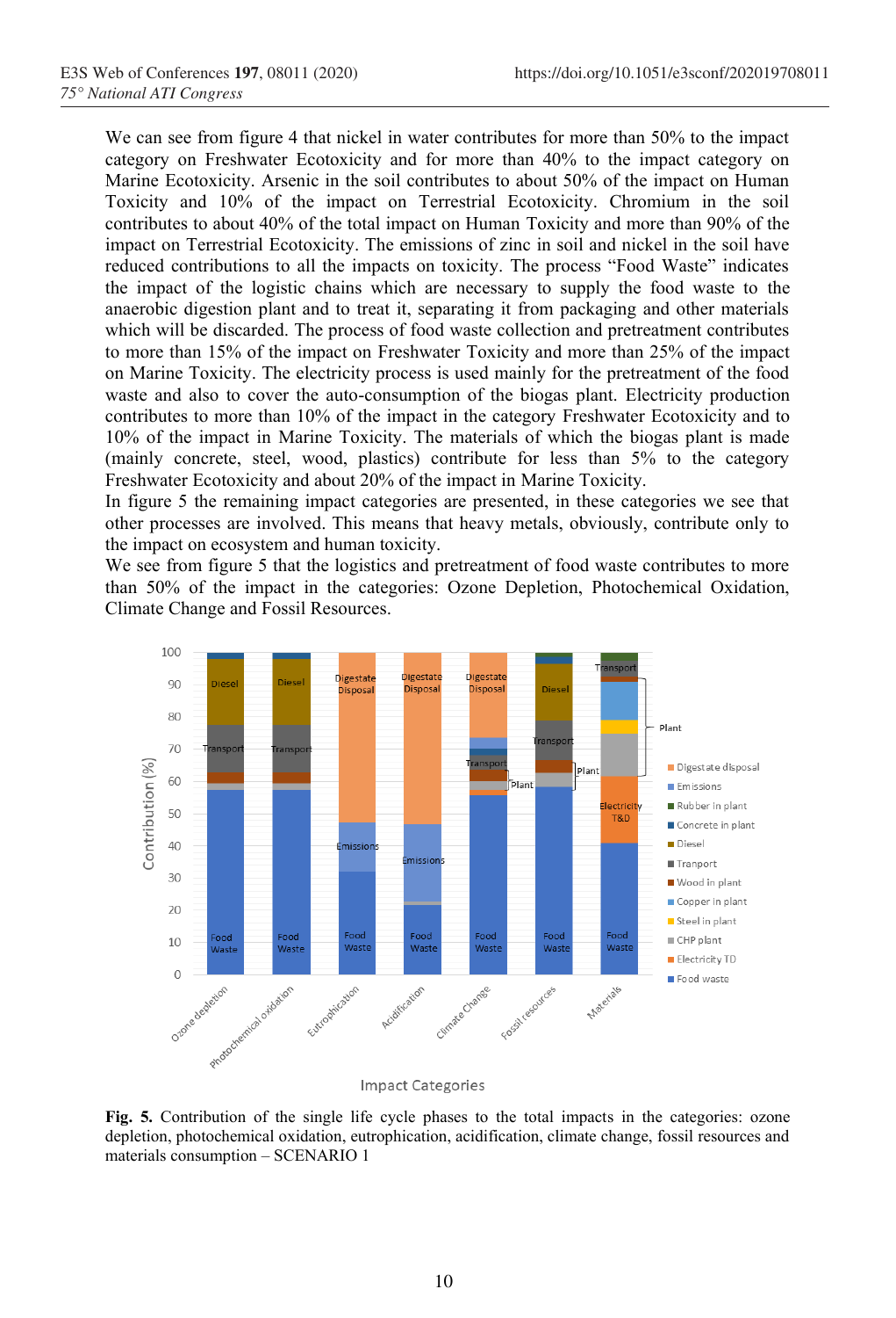We can see from figure 4 that nickel in water contributes for more than 50% to the impact category on Freshwater Ecotoxicity and for more than 40% to the impact category on Marine Ecotoxicity. Arsenic in the soil contributes to about 50% of the impact on Human Toxicity and 10% of the impact on Terrestrial Ecotoxicity. Chromium in the soil contributes to about 40% of the total impact on Human Toxicity and more than 90% of the impact on Terrestrial Ecotoxicity. The emissions of zinc in soil and nickel in the soil have reduced contributions to all the impacts on toxicity. The process "Food Waste" indicates the impact of the logistic chains which are necessary to supply the food waste to the anaerobic digestion plant and to treat it, separating it from packaging and other materials which will be discarded. The process of food waste collection and pretreatment contributes to more than 15% of the impact on Freshwater Toxicity and more than 25% of the impact on Marine Toxicity. The electricity process is used mainly for the pretreatment of the food waste and also to cover the auto-consumption of the biogas plant. Electricity production contributes to more than 10% of the impact in the category Freshwater Ecotoxicity and to 10% of the impact in Marine Toxicity. The materials of which the biogas plant is made (mainly concrete, steel, wood, plastics) contribute for less than 5% to the category Freshwater Ecotoxicity and about 20% of the impact in Marine Toxicity.

In figure 5 the remaining impact categories are presented, in these categories we see that other processes are involved. This means that heavy metals, obviously, contribute only to the impact on ecosystem and human toxicity.

We see from figure 5 that the logistics and pretreatment of food waste contributes to more than 50% of the impact in the categories: Ozone Depletion, Photochemical Oxidation, Climate Change and Fossil Resources.

**Fig. 5.** Contribution of the single life cycle phases to the total impacts in the categories: ozone depletion, photochemical oxidation, eutrophication, acidification, climate change, fossil resources and materials consumption – SCENARIO 1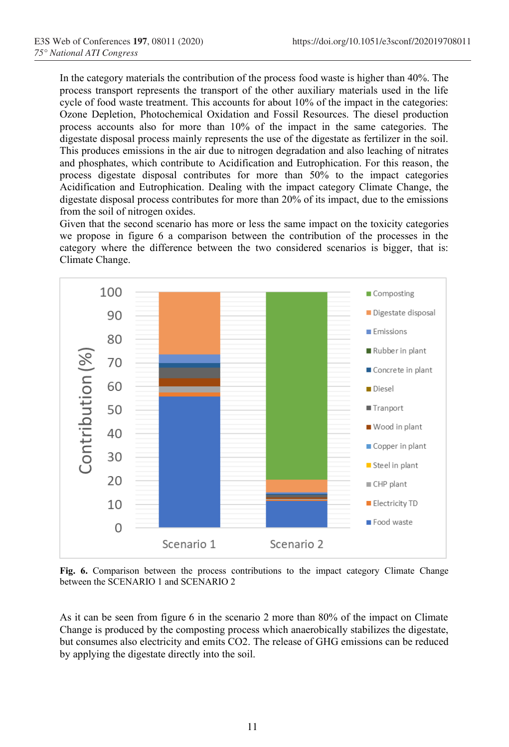In the category materials the contribution of the process food waste is higher than 40%. The process transport represents the transport of the other auxiliary materials used in the life cycle of food waste treatment. This accounts for about 10% of the impact in the categories: Ozone Depletion, Photochemical Oxidation and Fossil Resources. The diesel production process accounts also for more than 10% of the impact in the same categories. The digestate disposal process mainly represents the use of the digestate as fertilizer in the soil. This produces emissions in the air due to nitrogen degradation and also leaching of nitrates and phosphates, which contribute to Acidification and Eutrophication. For this reason, the process digestate disposal contributes for more than 50% to the impact categories Acidification and Eutrophication. Dealing with the impact category Climate Change, the digestate disposal process contributes for more than 20% of its impact, due to the emissions from the soil of nitrogen oxides.

Given that the second scenario has more or less the same impact on the toxicity categories we propose in figure 6 a comparison between the contribution of the processes in the category where the difference between the two considered scenarios is bigger, that is: Climate Change.

**Fig. 6.** Comparison between the process contributions to the impact category Climate Change between the SCENARIO 1 and SCENARIO 2

As it can be seen from figure 6 in the scenario 2 more than 80% of the impact on Climate Change is produced by the composting process which anaerobically stabilizes the digestate, but consumes also electricity and emits CO2. The release of GHG emissions can be reduced by applying the digestate directly into the soil.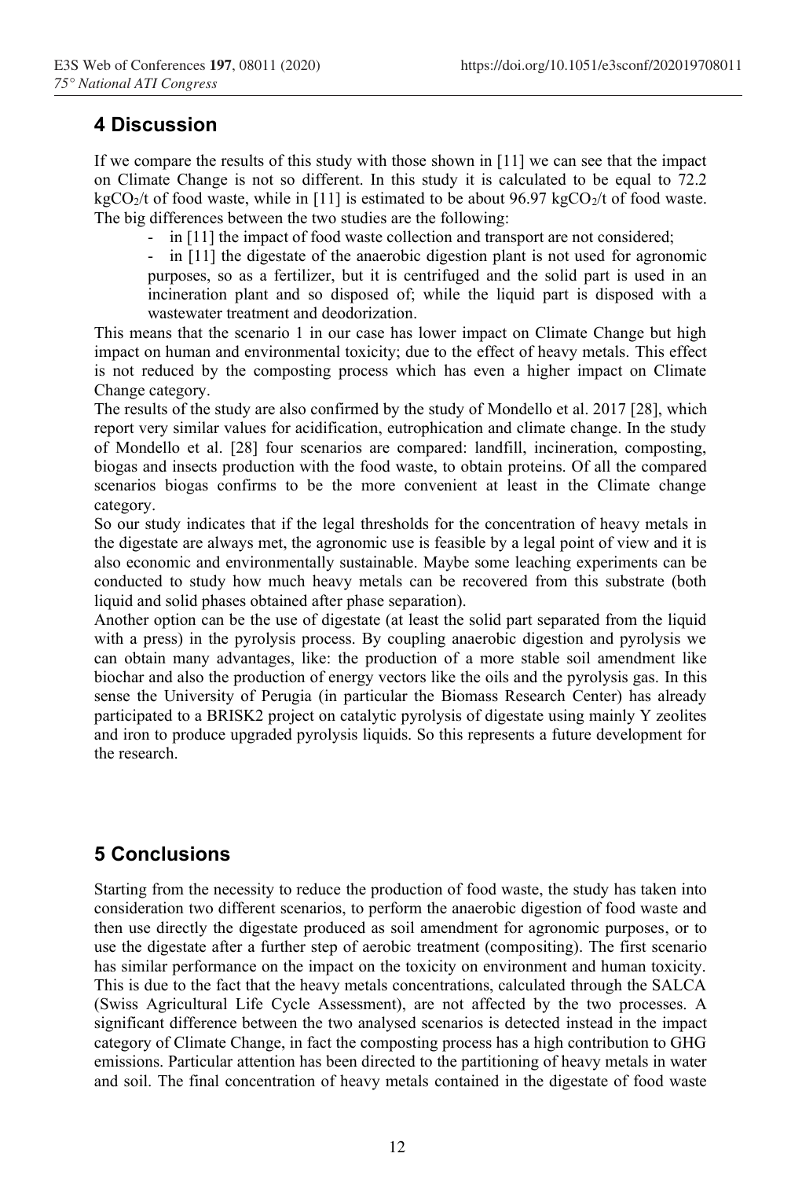## 4 Discussion

If we compare the results of this study with those shown in [11] we can see that the impact on Climate Change is not so different. In this study it is calculated to be equal to 72.2 $kgCO_2$/t of food waste, while in [11] is estimated to be about 96.97 $kgCO_2$/t of food waste. The big differences between the two studies are the following:

- in [11] the impact of food waste collection and transport are not considered;
- in [11] the digestate of the anaerobic digestion plant is not used for agronomic purposes, so as a fertilizer, but it is centrifuged and the solid part is used in an incineration plant and so disposed of; while the liquid part is disposed with a wastewater treatment and deodorization.

This means that the scenario 1 in our case has lower impact on Climate Change but high impact on human and environmental toxicity; due to the effect of heavy metals. This effect is not reduced by the composting process which has even a higher impact on Climate Change category.

The results of the study are also confirmed by the study of Mondello et al. 2017 [28], which report very similar values for acidification, eutrophication and climate change. In the study of Mondello et al. [28] four scenarios are compared: landfill, incineration, composting, biogas and insects production with the food waste, to obtain proteins. Of all the compared scenarios biogas confirms to be the more convenient at least in the Climate change category.

So our study indicates that if the legal thresholds for the concentration of heavy metals in the digestate are always met, the agronomic use is feasible by a legal point of view and it is also economic and environmentally sustainable. Maybe some leaching experiments can be conducted to study how much heavy metals can be recovered from this substrate (both liquid and solid phases obtained after phase separation).

Another option can be the use of digestate (at least the solid part separated from the liquid with a press) in the pyrolysis process. By coupling anaerobic digestion and pyrolysis we can obtain many advantages, like: the production of a more stable soil amendment like biochar and also the production of energy vectors like the oils and the pyrolysis gas. In this sense the University of Perugia (in particular the Biomass Research Center) has already participated to a BRISK2 project on catalytic pyrolysis of digestate using mainly Y zeolites and iron to produce upgraded pyrolysis liquids. So this represents a future development for the research.

## 5 Conclusions

Starting from the necessity to reduce the production of food waste, the study has taken into consideration two different scenarios, to perform the anaerobic digestion of food waste and then use directly the digestate produced as soil amendment for agronomic purposes, or to use the digestate after a further step of aerobic treatment (compositing). The first scenario has similar performance on the impact on the toxicity on environment and human toxicity. This is due to the fact that the heavy metals concentrations, calculated through the SALCA (Swiss Agricultural Life Cycle Assessment), are not affected by the two processes. A significant difference between the two analysed scenarios is detected instead in the impact category of Climate Change, in fact the composting process has a high contribution to GHG emissions. Particular attention has been directed to the partitioning of heavy metals in water and soil. The final concentration of heavy metals contained in the digestate of food waste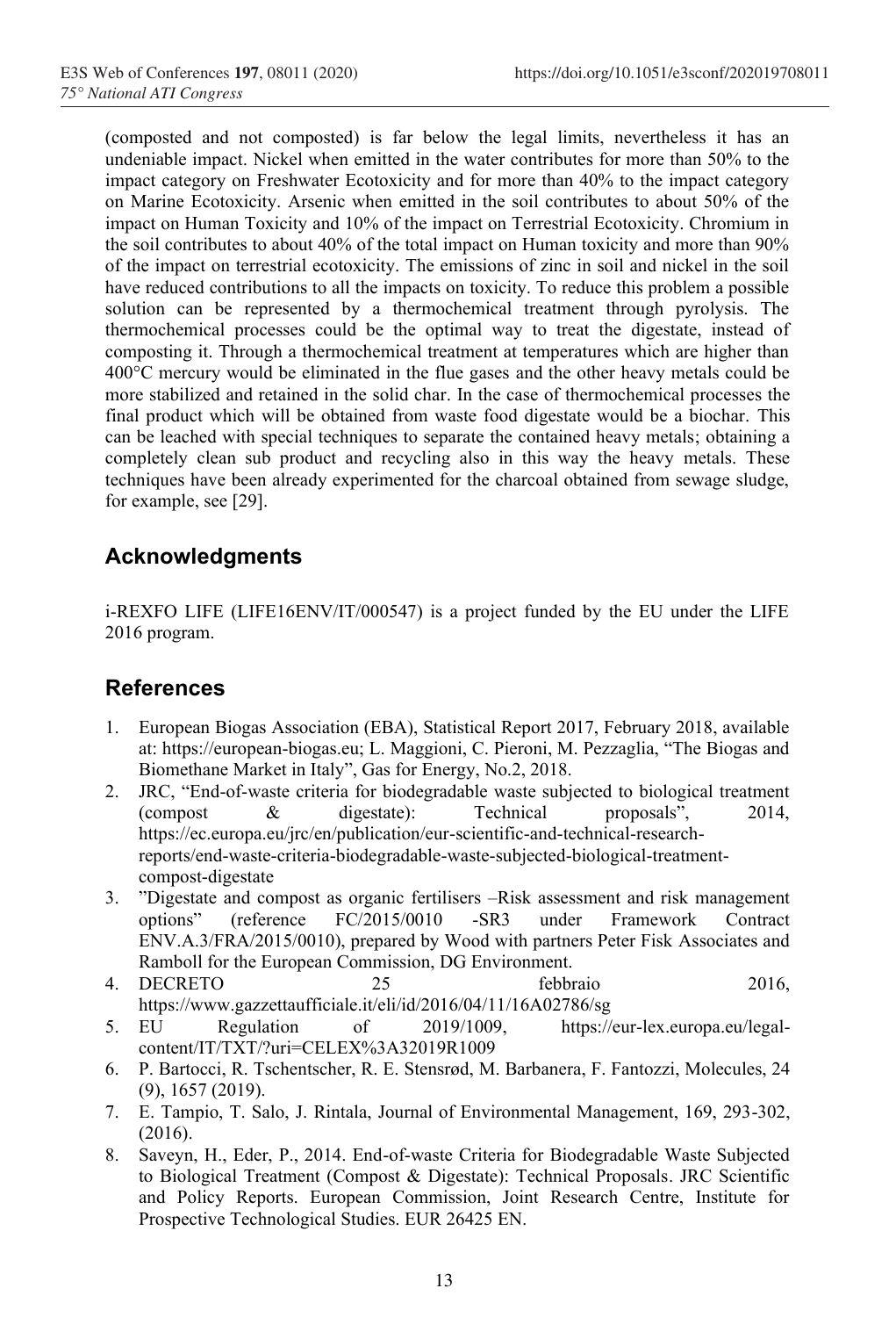(composted and not composted) is far below the legal limits, nevertheless it has an undeniable impact. Nickel when emitted in the water contributes for more than 50% to the impact category on Freshwater Ecotoxicity and for more than 40% to the impact category on Marine Ecotoxicity. Arsenic when emitted in the soil contributes to about 50% of the impact on Human Toxicity and 10% of the impact on Terrestrial Ecotoxicity. Chromium in the soil contributes to about 40% of the total impact on Human toxicity and more than 90% of the impact on terrestrial ecotoxicity. The emissions of zinc in soil and nickel in the soil have reduced contributions to all the impacts on toxicity. To reduce this problem a possible solution can be represented by a thermochemical treatment through pyrolysis. The thermochemical processes could be the optimal way to treat the digestate, instead of composting it. Through a thermochemical treatment at temperatures which are higher than 400°C mercury would be eliminated in the flue gases and the other heavy metals could be more stabilized and retained in the solid char. In the case of thermochemical processes the final product which will be obtained from waste food digestate would be a biochar. This can be leached with special techniques to separate the contained heavy metals; obtaining a completely clean sub product and recycling also in this way the heavy metals. These techniques have been already experimented for the charcoal obtained from sewage sludge, for example, see [29].

## Acknowledgments

i-REXFO LIFE (LIFE16ENV/IT/000547) is a project funded by the EU under the LIFE 2016 program.

## References

1. European Biogas Association (EBA), Statistical Report 2017, February 2018, available at: https://european-biogas.eu; L. Maggioni, C. Pieroni, M. Pezzaglia, "The Biogas and Biomethane Market in Italy", Gas for Energy, No.2, 2018.
2. JRC, "End-of-waste criteria for biodegradable waste subjected to biological treatment (compost & digestate): Technical proposals", 2014, https://ec.europa.eu/jrc/en/publication/eur-scientific-and-technical-research-reports/end-waste-criteria-biodegradable-waste-subjected-biological-treatment-compost-digestate
3. "Digestate and compost as organic fertilisers –Risk assessment and risk management options" (reference FC/2015/0010 -SR3 under Framework Contract ENV.A.3/FRA/2015/0010), prepared by Wood with partners Peter Fisk Associates and Ramboll for the European Commission, DG Environment.
4. DECRETO 25 febbraio 2016, https://www.gazzettaufficiale.it/eli/id/2016/04/11/16A02786/sg
5. EU Regulation of 2019/1009, https://eur-lex.europa.eu/legal-content/IT/TXT/?uri=CELEX%3A32019R1009
6. P. Bartocci, R. Tschentscher, R. E. Stensrød, M. Barbanera, F. Fantozzi, Molecules, 24 (9), 1657 (2019).
7. E. Tampio, T. Salo, J. Rintala, Journal of Environmental Management, 169, 293-302, (2016).
8. Saveyn, H., Eder, P., 2014. End-of-waste Criteria for Biodegradable Waste Subjected to Biological Treatment (Compost & Digestate): Technical Proposals. JRC Scientific and Policy Reports. European Commission, Joint Research Centre, Institute for Prospective Technological Studies. EUR 26425 EN.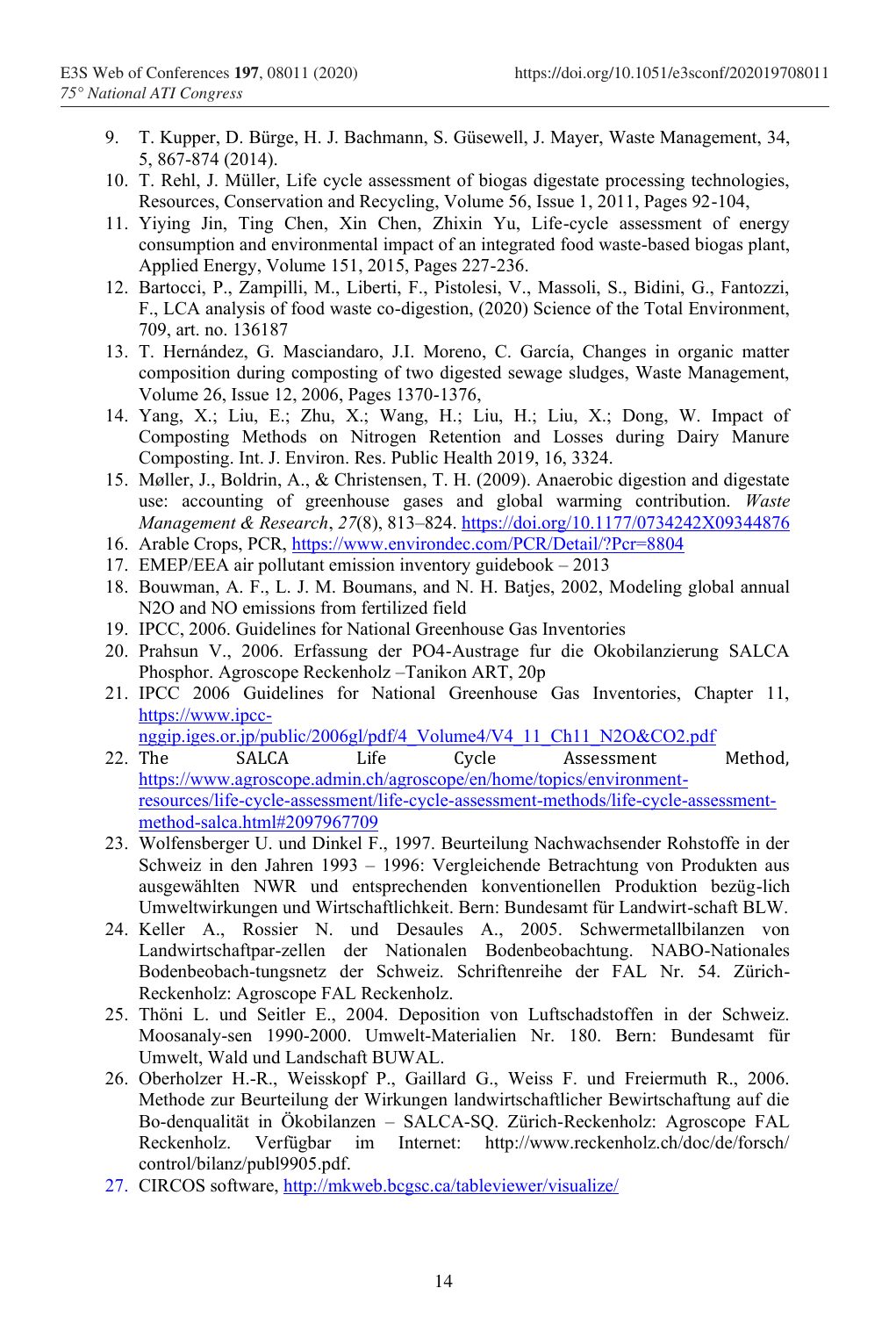9. T. Kupper, D. Bürge, H. J. Bachmann, S. Güsewell, J. Mayer, Waste Management, 34, 5, 867-874 (2014).
10. T. Rehl, J. Müller, Life cycle assessment of biogas digestate processing technologies, Resources, Conservation and Recycling, Volume 56, Issue 1, 2011, Pages 92-104,
11. Yiying Jin, Ting Chen, Xin Chen, Zhixin Yu, Life-cycle assessment of energy consumption and environmental impact of an integrated food waste-based biogas plant, Applied Energy, Volume 151, 2015, Pages 227-236.
12. Bartocci, P., Zampilli, M., Liberti, F., Pistolesi, V., Massoli, S., Bidini, G., Fantozzi, F., LCA analysis of food waste co-digestion, (2020) Science of the Total Environment, 709, art. no. 136187
13. T. Hernández, G. Masciandaro, J.I. Moreno, C. García, Changes in organic matter composition during composting of two digested sewage sludges, Waste Management, Volume 26, Issue 12, 2006, Pages 1370-1376,
14. Yang, X.; Liu, E.; Zhu, X.; Wang, H.; Liu, H.; Liu, X.; Dong, W. Impact of Composting Methods on Nitrogen Retention and Losses during Dairy Manure Composting. Int. J. Environ. Res. Public Health 2019, 16, 3324.
15. Møller, J., Boldrin, A., & Christensen, T. H. (2009). Anaerobic digestion and digestate use: accounting of greenhouse gases and global warming contribution. *Waste Management & Research*, *27*(8), 813–824. https://doi.org/10.1177/0734242X09344876
16. Arable Crops, PCR, https://www.environdec.com/PCR/Detail/?Pcr=8804
17. EMEP/EEA air pollutant emission inventory guidebook – 2013
18. Bouwman, A. F., L. J. M. Boumans, and N. H. Batjes, 2002, Modeling global annual N2O and NO emissions from fertilized field
19. IPCC, 2006. Guidelines for National Greenhouse Gas Inventories
20. Prahsun V., 2006. Erfassung der PO4-Austrage fur die Okobilanzierung SALCA Phosphor. Agroscope Reckenholz –Tanikon ART, 20p
21. IPCC 2006 Guidelines for National Greenhouse Gas Inventories, Chapter 11, https://www.ipcc-nggip.iges.or.jp/public/2006gl/pdf/4_Volume4/V4_11_Ch11_N2O&CO2.pdf
22. The SALCA Life Cycle Assessment Method, https://www.agroscope.admin.ch/agroscope/en/home/topics/environment-resources/life-cycle-assessment/life-cycle-assessment-methods/life-cycle-assessment-method-salca.html#2097967709
23. Wolfensberger U. und Dinkel F., 1997. Beurteilung Nachwachsender Rohstoffe in der Schweiz in den Jahren 1993 – 1996: Vergleichende Betrachtung von Produkten aus ausgewählten NWR und entsprechenden konventionellen Produktion bezüg-lich Umweltwirkungen und Wirtschaftlichkeit. Bern: Bundesamt für Landwirt-schaft BLW.
24. Keller A., Rossier N. und Desaules A., 2005. Schwermetallbilanzen von Landwirtschaftpar-zellen der Nationalen Bodenbeobachtung. NABO-Nationales Bodenbeobach-tungsnetz der Schweiz. Schriftenreihe der FAL Nr. 54. Zürich-Reckenholz: Agroscope FAL Reckenholz.
25. Thöni L. und Seitler E., 2004. Deposition von Luftschadstoffen in der Schweiz. Moosanaly-sen 1990-2000. Umwelt-Materialien Nr. 180. Bern: Bundesamt für Umwelt, Wald und Landschaft BUWAL.
26. Oberholzer H.-R., Weisskopf P., Gaillard G., Weiss F. und Freiermuth R., 2006. Methode zur Beurteilung der Wirkungen landwirtschaftlicher Bewirtschaftung auf die Bo-denqualität in Ökobilanzen – SALCA-SQ. Zürich-Reckenholz: Agroscope FAL Reckenholz. Verfügbar im Internet: http://www.reckenholz.ch/doc/de/forsch/control/bilanz/publ9905.pdf.
27. CIRCOS software, http://mkweb.bcgsc.ca/tableviewer/visualize/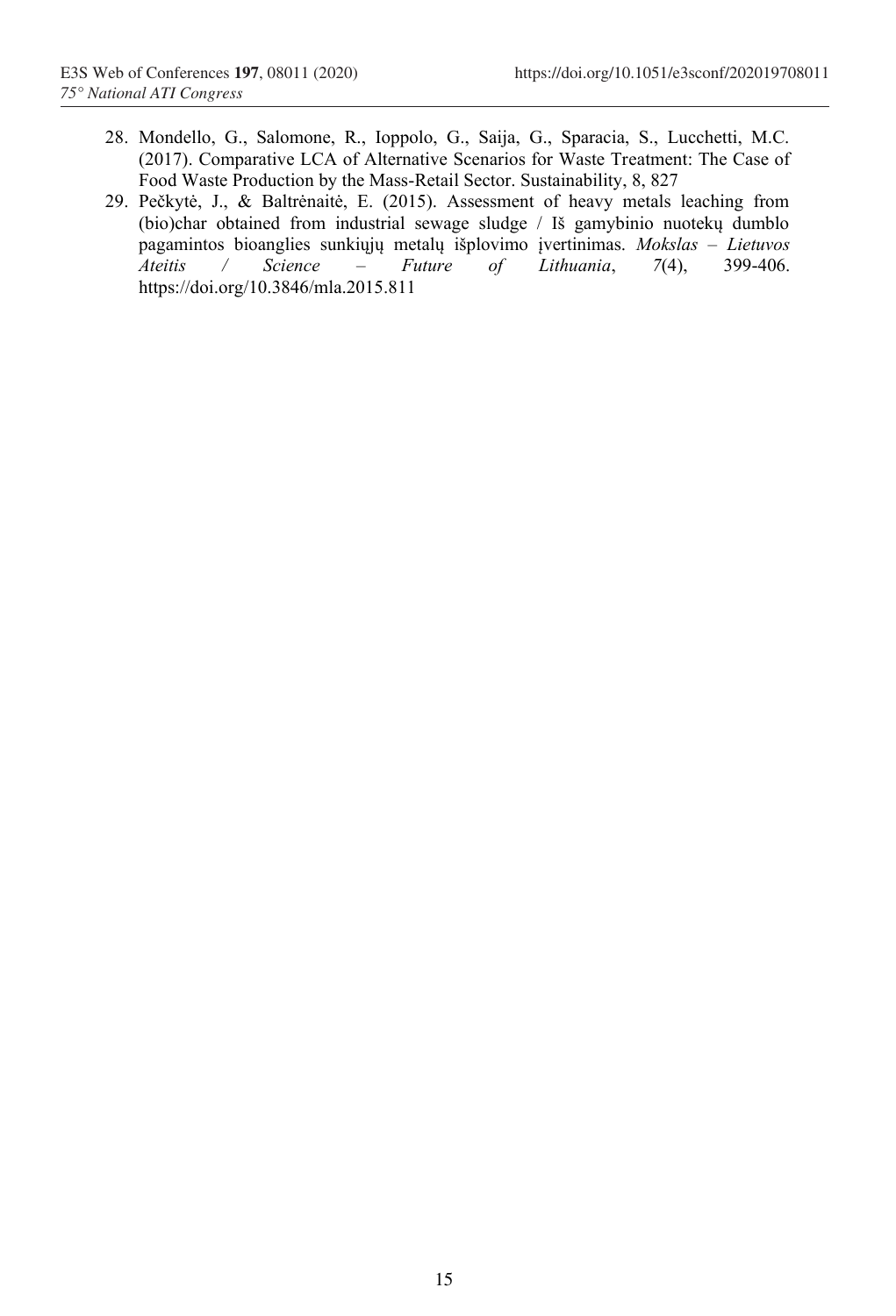28. Mondello, G., Salomone, R., Ioppolo, G., Saija, G., Sparacia, S., Lucchetti, M.C. (2017). Comparative LCA of Alternative Scenarios for Waste Treatment: The Case of Food Waste Production by the Mass-Retail Sector. Sustainability, 8, 827
29. Pečkytė, J., & Baltrėnaitė, E. (2015). Assessment of heavy metals leaching from (bio)char obtained from industrial sewage sludge / Iš gamybinio nuotekų dumblo pagamintos bioanglies sunkiųjų metalų išplovimo įvertinimas. *Mokslas – Lietuvos Ateitis / Science – Future of Lithuania*, *7*(4), 399-406. https://doi.org/10.3846/mla.2015.811